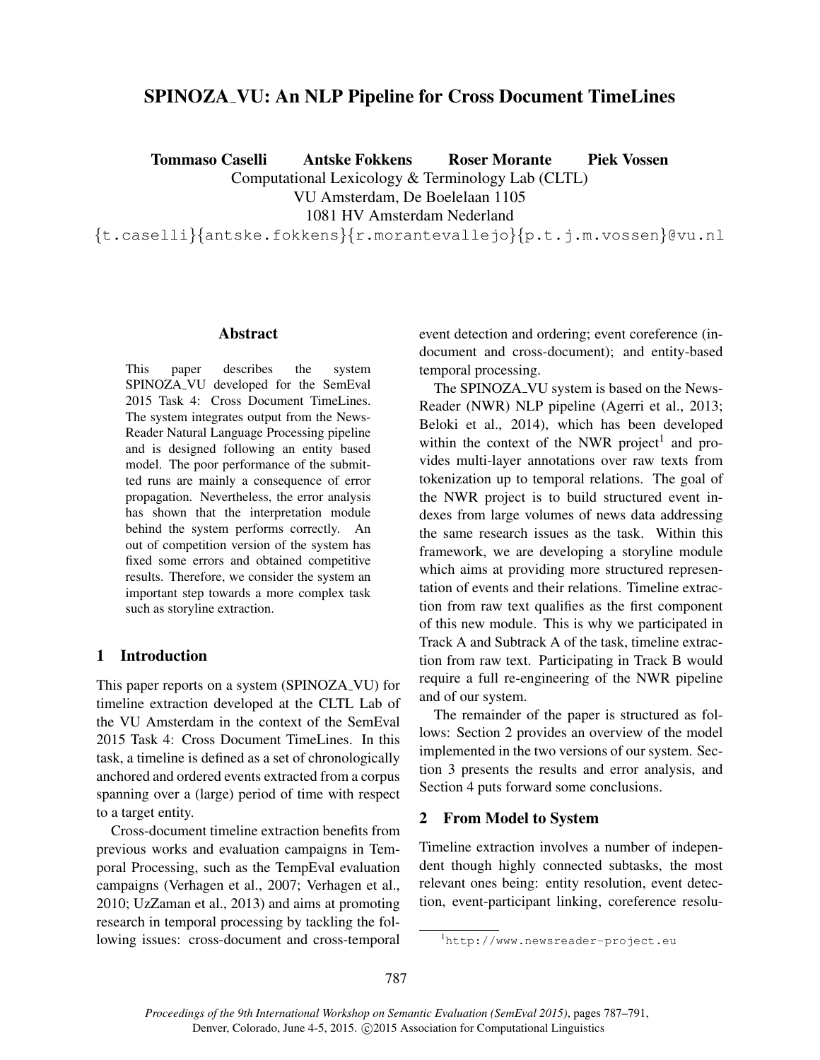# SPINOZA_VU: An NLP Pipeline for Cross Document TimeLines

**Tommaso Caselli Antske Fokkens Roser Morante Piek Vossen**

Computational Lexicology & Terminology Lab (CLTL)
VU Amsterdam, De Boelelaan 1105
1081 HV Amsterdam Nederland
{t.caselli}{antske.fokkens}{r.morantevallejo}{p.t.j.m.vossen}@vu.nl

## Abstract

This paper describes the system SPINOZA_VU developed for the SemEval 2015 Task 4: Cross Document TimeLines. The system integrates output from the NewsReader Natural Language Processing pipeline and is designed following an entity based model. The poor performance of the submitted runs are mainly a consequence of error propagation. Nevertheless, the error analysis has shown that the interpretation module behind the system performs correctly. An out of competition version of the system has fixed some errors and obtained competitive results. Therefore, we consider the system an important step towards a more complex task such as storyline extraction.

## 1 Introduction

This paper reports on a system (SPINOZA_VU) for timeline extraction developed at the CLTL Lab of the VU Amsterdam in the context of the SemEval 2015 Task 4: Cross Document TimeLines. In this task, a timeline is defined as a set of chronologically anchored and ordered events extracted from a corpus spanning over a (large) period of time with respect to a target entity.

Cross-document timeline extraction benefits from previous works and evaluation campaigns in Temporal Processing, such as the TempEval evaluation campaigns (Verhagen et al., 2007; Verhagen et al., 2010; UzZaman et al., 2013) and aims at promoting research in temporal processing by tackling the following issues: cross-document and cross-temporal event detection and ordering; event coreference (in-document and cross-document); and entity-based temporal processing.

The SPINOZA_VU system is based on the NewsReader (NWR) NLP pipeline (Agerri et al., 2013; Beloki et al., 2014), which has been developed within the context of the NWR project[1] and provides multi-layer annotations over raw texts from tokenization up to temporal relations. The goal of the NWR project is to build structured event indexes from large volumes of news data addressing the same research issues as the task. Within this framework, we are developing a storyline module which aims at providing more structured representation of events and their relations. Timeline extraction from raw text qualifies as the first component of this new module. This is why we participated in Track A and Subtrack A of the task, timeline extraction from raw text. Participating in Track B would require a full re-engineering of the NWR pipeline and of our system.

The remainder of the paper is structured as follows: Section 2 provides an overview of the model implemented in the two versions of our system. Section 3 presents the results and error analysis, and Section 4 puts forward some conclusions.

## 2 From Model to System

Timeline extraction involves a number of independent though highly connected subtasks, the most relevant ones being: entity resolution, event detection, event-participant linking, coreference resolu-

[1] http://www.newsreader-project.eu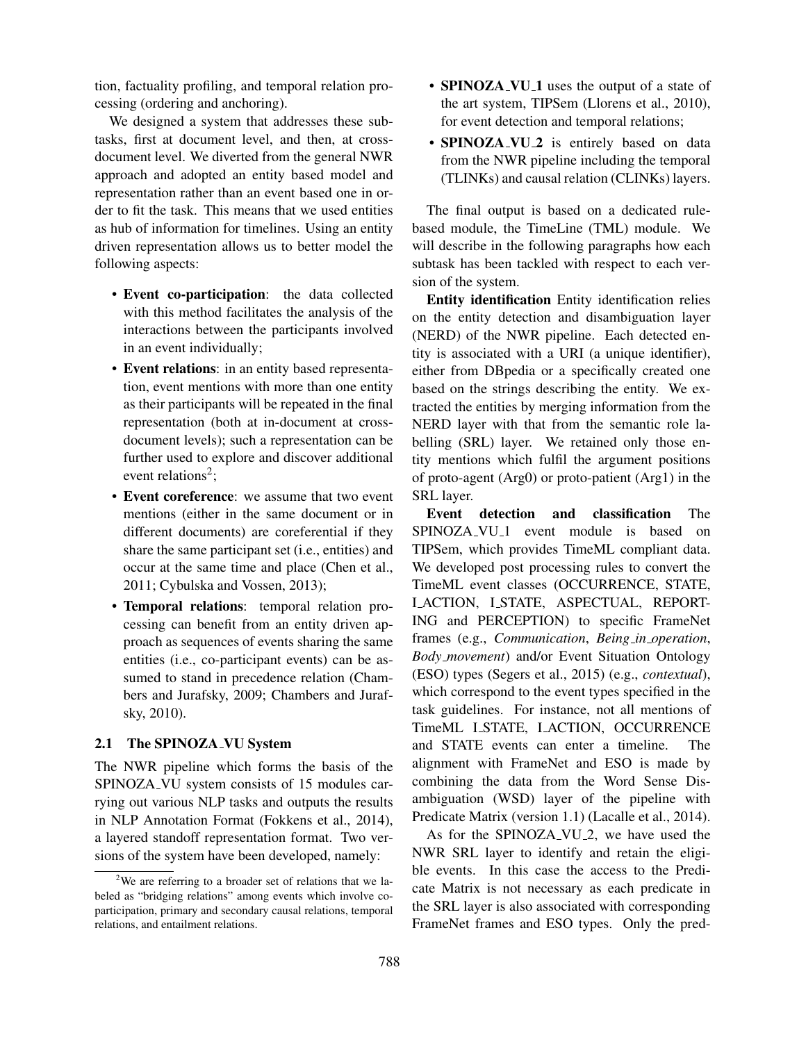tion, factuality profiling, and temporal relation processing (ordering and anchoring).

We designed a system that addresses these subtasks, first at document level, and then, at cross-document level. We diverted from the general NWR approach and adopted an entity based model and representation rather than an event based one in order to fit the task. This means that we used entities as hub of information for timelines. Using an entity driven representation allows us to better model the following aspects:

- **Event co-participation**: the data collected with this method facilitates the analysis of the interactions between the participants involved in an event individually;
- **Event relations**: in an entity based representation, event mentions with more than one entity as their participants will be repeated in the final representation (both at in-document at cross-document levels); such a representation can be further used to explore and discover additional event relations[2];
- **Event coreference**: we assume that two event mentions (either in the same document or in different documents) are coreferential if they share the same participant set (i.e., entities) and occur at the same time and place (Chen et al., 2011; Cybulska and Vossen, 2013);
- **Temporal relations**: temporal relation processing can benefit from an entity driven approach as sequences of events sharing the same entities (i.e., co-participant events) can be assumed to stand in precedence relation (Chambers and Jurafsky, 2009; Chambers and Jurafsky, 2010).

### 2.1 The SPINOZA_VU System

The NWR pipeline which forms the basis of the SPINOZA_VU system consists of 15 modules carrying out various NLP tasks and outputs the results in NLP Annotation Format (Fokkens et al., 2014), a layered standoff representation format. Two versions of the system have been developed, namely:

- **SPINOZA_VU_1** uses the output of a state of the art system, TIPSem (Llorens et al., 2010), for event detection and temporal relations;
- **SPINOZA_VU_2** is entirely based on data from the NWR pipeline including the temporal (TLINKs) and causal relation (CLINKs) layers.

The final output is based on a dedicated rule-based module, the TimeLine (TML) module. We will describe in the following paragraphs how each subtask has been tackled with respect to each version of the system.

**Entity identification** Entity identification relies on the entity detection and disambiguation layer (NERD) of the NWR pipeline. Each detected entity is associated with a URI (a unique identifier), either from DBpedia or a specifically created one based on the strings describing the entity. We extracted the entities by merging information from the NERD layer with that from the semantic role labelling (SRL) layer. We retained only those entity mentions which fulfil the argument positions of proto-agent (Arg0) or proto-patient (Arg1) in the SRL layer.

**Event detection and classification** The SPINOZA_VU_1 event module is based on TIPSem, which provides TimeML compliant data. We developed post processing rules to convert the TimeML event classes (OCCURRENCE, STATE, I_ACTION, I_STATE, ASPECTUAL, REPORTING and PERCEPTION) to specific FrameNet frames (e.g., *Communication*, *Being_in_operation*, *Body_movement*) and/or Event Situation Ontology (ESO) types (Segers et al., 2015) (e.g., *contextual*), which correspond to the event types specified in the task guidelines. For instance, not all mentions of TimeML I_STATE, I_ACTION, OCCURRENCE and STATE events can enter a timeline. The alignment with FrameNet and ESO is made by combining the data from the Word Sense Disambiguation (WSD) layer of the pipeline with Predicate Matrix (version 1.1) (Lacalle et al., 2014).

As for the SPINOZA_VU_2, we have used the NWR SRL layer to identify and retain the eligible events. In this case the access to the Predicate Matrix is not necessary as each predicate in the SRL layer is also associated with corresponding FrameNet frames and ESO types. Only the pred-

[2] We are referring to a broader set of relations that we labeled as "bridging relations" among events which involve co-participation, primary and secondary causal relations, temporal relations, and entailment relations.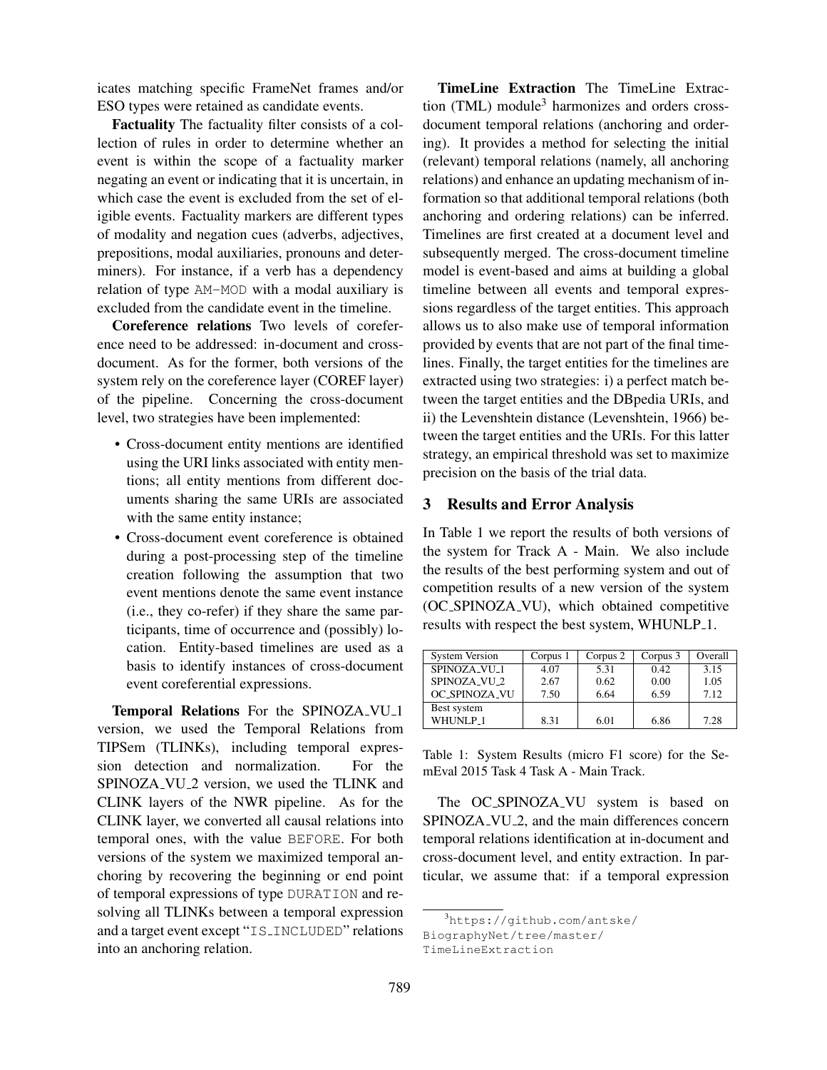icates matching specific FrameNet frames and/or ESO types were retained as candidate events.

**Factuality** The factuality filter consists of a collection of rules in order to determine whether an event is within the scope of a factuality marker negating an event or indicating that it is uncertain, in which case the event is excluded from the set of eligible events. Factuality markers are different types of modality and negation cues (adverbs, adjectives, prepositions, modal auxiliaries, pronouns and determiners). For instance, if a verb has a dependency relation of type AM-MOD with a modal auxiliary is excluded from the candidate event in the timeline.

**Coreference relations** Two levels of coreference need to be addressed: in-document and cross-document. As for the former, both versions of the system rely on the coreference layer (COREF layer) of the pipeline. Concerning the cross-document level, two strategies have been implemented:

- Cross-document entity mentions are identified using the URI links associated with entity mentions; all entity mentions from different documents sharing the same URIs are associated with the same entity instance;
- Cross-document event coreference is obtained during a post-processing step of the timeline creation following the assumption that two event mentions denote the same event instance (i.e., they co-refer) if they share the same participants, time of occurrence and (possibly) location. Entity-based timelines are used as a basis to identify instances of cross-document event coreferential expressions.

**Temporal Relations** For the SPINOZA_VU_1 version, we used the Temporal Relations from TIPSem (TLINKs), including temporal expression detection and normalization. For the SPINOZA_VU_2 version, we used the TLINK and CLINK layers of the NWR pipeline. As for the CLINK layer, we converted all causal relations into temporal ones, with the value BEFORE. For both versions of the system we maximized temporal anchoring by recovering the beginning or end point of temporal expressions of type DURATION and resolving all TLINKs between a temporal expression and a target event except "IS_INCLUDED" relations into an anchoring relation.

**TimeLine Extraction** The TimeLine Extraction (TML) module[3] harmonizes and orders cross-document temporal relations (anchoring and ordering). It provides a method for selecting the initial (relevant) temporal relations (namely, all anchoring relations) and enhance an updating mechanism of information so that additional temporal relations (both anchoring and ordering relations) can be inferred. Timelines are first created at a document level and subsequently merged. The cross-document timeline model is event-based and aims at building a global timeline between all events and temporal expressions regardless of the target entities. This approach allows us to also make use of temporal information provided by events that are not part of the final timelines. Finally, the target entities for the timelines are extracted using two strategies: i) a perfect match between the target entities and the DBpedia URIs, and ii) the Levenshtein distance (Levenshtein, 1966) between the target entities and the URIs. For this latter strategy, an empirical threshold was set to maximize precision on the basis of the trial data.

## 3 Results and Error Analysis

In Table 1 we report the results of both versions of the system for Track A - Main. We also include the results of the best performing system and out of competition results of a new version of the system (OC_SPINOZA_VU), which obtained competitive results with respect the best system, WHUNLP_1.

| System Version | Corpus 1 | Corpus 2 | Corpus 3 | Overall |
|---|---|---|---|---|
| SPINOZA_VU_1 | 4.07 | 5.31 | 0.42 | 3.15 |
| SPINOZA_VU_2 | 2.67 | 0.62 | 0.00 | 1.05 |
| OC_SPINOZA_VU | 7.50 | 6.64 | 6.59 | 7.12 |
| Best system | | | | |
| WHUNLP_1 | 8.31 | 6.01 | 6.86 | 7.28 |

Table 1: System Results (micro F1 score) for the SemEval 2015 Task 4 Task A - Main Track.

The OC_SPINOZA_VU system is based on SPINOZA_VU_2, and the main differences concern temporal relations identification at in-document and cross-document level, and entity extraction. In particular, we assume that: if a temporal expression

[3] https://github.com/antske/BiographyNet/tree/master/TimeLineExtraction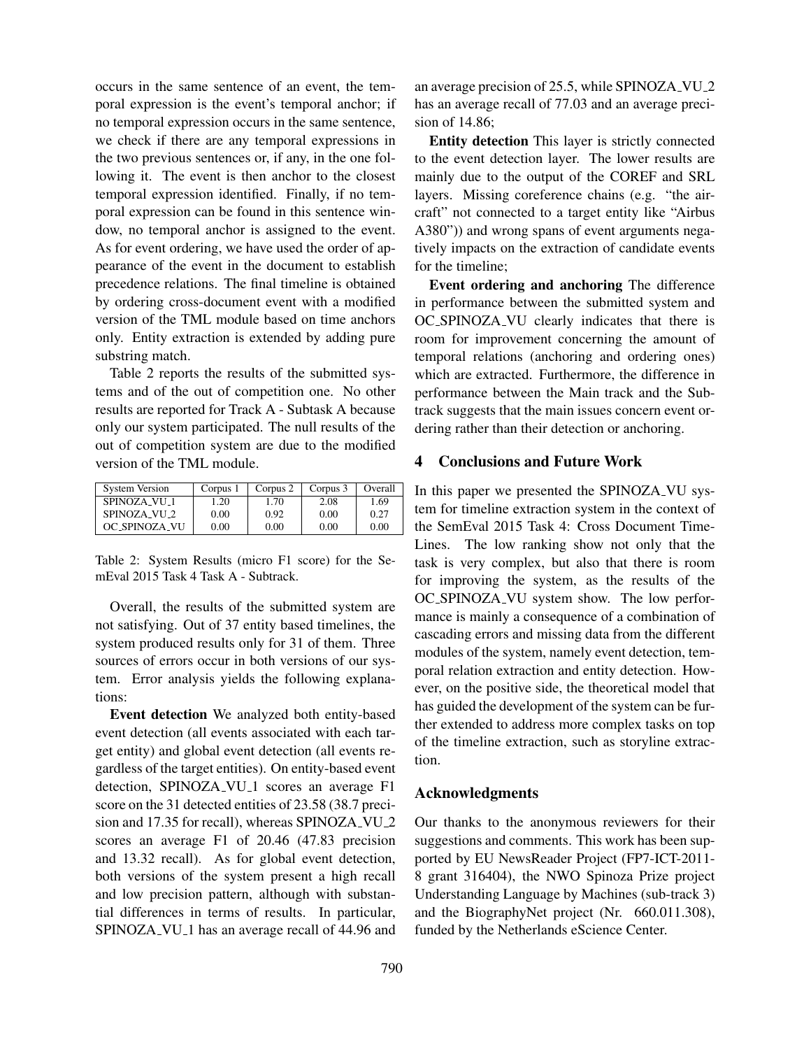occurs in the same sentence of an event, the temporal expression is the event's temporal anchor; if no temporal expression occurs in the same sentence, we check if there are any temporal expressions in the two previous sentences or, if any, in the one following it. The event is then anchor to the closest temporal expression identified. Finally, if no temporal expression can be found in this sentence window, no temporal anchor is assigned to the event. As for event ordering, we have used the order of appearance of the event in the document to establish precedence relations. The final timeline is obtained by ordering cross-document event with a modified version of the TML module based on time anchors only. Entity extraction is extended by adding pure substring match.

Table 2 reports the results of the submitted systems and of the out of competition one. No other results are reported for Track A - Subtask A because only our system participated. The null results of the out of competition system are due to the modified version of the TML module.

| System Version | Corpus 1 | Corpus 2 | Corpus 3 | Overall |
|---|---|---|---|---|
| SPINOZA_VU_1 | 1.20 | 1.70 | 2.08 | 1.69 |
| SPINOZA_VU_2 | 0.00 | 0.92 | 0.00 | 0.27 |
| OC_SPINOZA_VU | 0.00 | 0.00 | 0.00 | 0.00 |

Table 2: System Results (micro F1 score) for the SemEval 2015 Task 4 Task A - Subtrack.

Overall, the results of the submitted system are not satisfying. Out of 37 entity based timelines, the system produced results only for 31 of them. Three sources of errors occur in both versions of our system. Error analysis yields the following explanations:

**Event detection** We analyzed both entity-based event detection (all events associated with each target entity) and global event detection (all events regardless of the target entities). On entity-based event detection, SPINOZA_VU_1 scores an average F1 score on the 31 detected entities of 23.58 (38.7 precision and 17.35 for recall), whereas SPINOZA_VU_2 scores an average F1 of 20.46 (47.83 precision and 13.32 recall). As for global event detection, both versions of the system present a high recall and low precision pattern, although with substantial differences in terms of results. In particular, SPINOZA_VU_1 has an average recall of 44.96 and an average precision of 25.5, while SPINOZA_VU_2 has an average recall of 77.03 and an average precision of 14.86;

**Entity detection** This layer is strictly connected to the event detection layer. The lower results are mainly due to the output of the COREF and SRL layers. Missing coreference chains (e.g. "the aircraft" not connected to a target entity like "Airbus A380")) and wrong spans of event arguments negatively impacts on the extraction of candidate events for the timeline;

**Event ordering and anchoring** The difference in performance between the submitted system and OC_SPINOZA_VU clearly indicates that there is room for improvement concerning the amount of temporal relations (anchoring and ordering ones) which are extracted. Furthermore, the difference in performance between the Main track and the Subtrack suggests that the main issues concern event ordering rather than their detection or anchoring.

## 4 Conclusions and Future Work

In this paper we presented the SPINOZA_VU system for timeline extraction system in the context of the SemEval 2015 Task 4: Cross Document TimeLines. The low ranking show not only that the task is very complex, but also that there is room for improving the system, as the results of the OC_SPINOZA_VU system show. The low performance is mainly a consequence of a combination of cascading errors and missing data from the different modules of the system, namely event detection, temporal relation extraction and entity detection. However, on the positive side, the theoretical model that has guided the development of the system can be further extended to address more complex tasks on top of the timeline extraction, such as storyline extraction.

## Acknowledgments

Our thanks to the anonymous reviewers for their suggestions and comments. This work has been supported by EU NewsReader Project (FP7-ICT-2011-8 grant 316404), the NWO Spinoza Prize project Understanding Language by Machines (sub-track 3) and the BiographyNet project (Nr. 660.011.308), funded by the Netherlands eScience Center.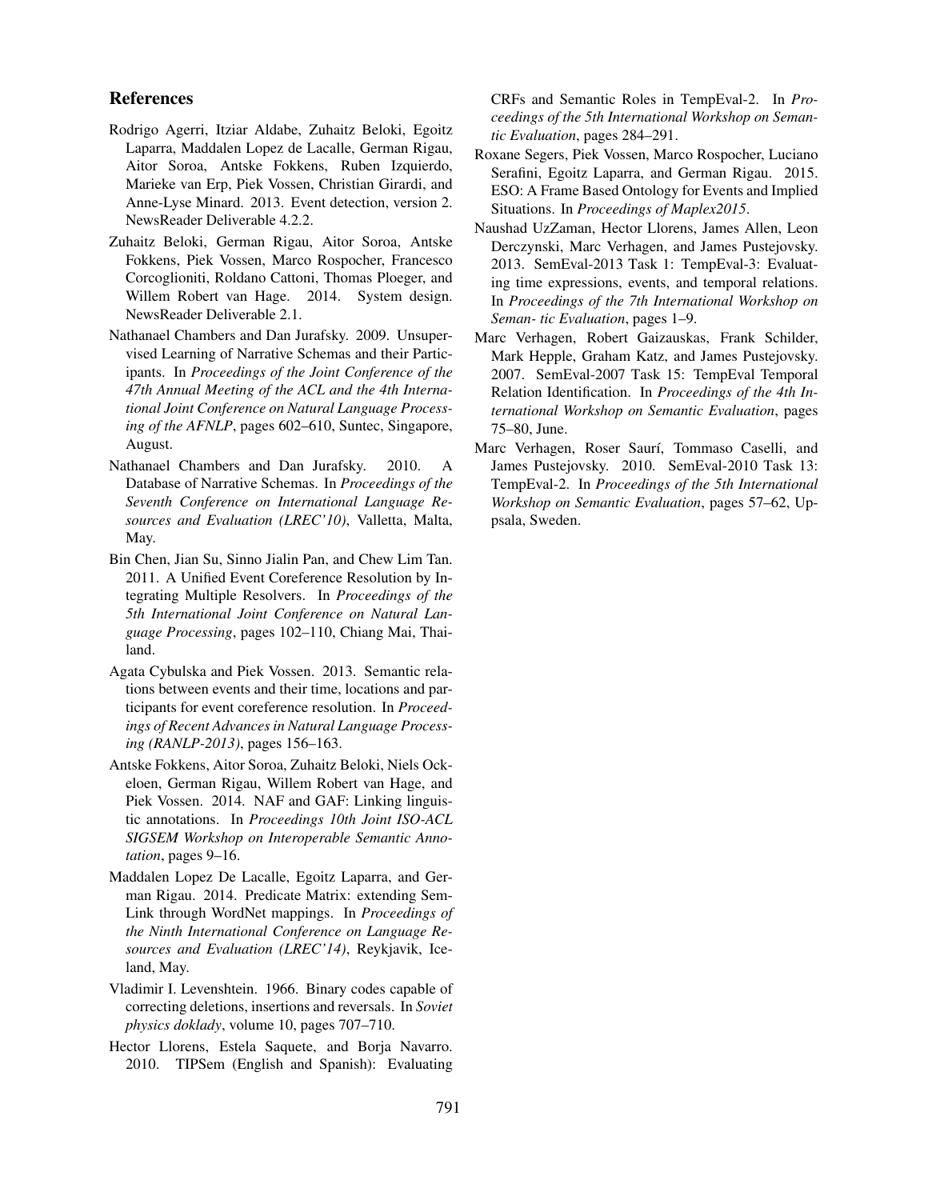## References

Rodrigo Agerri, Itziar Aldabe, Zuhaitz Beloki, Egoitz Laparra, Maddalen Lopez de Lacalle, German Rigau, Aitor Soroa, Antske Fokkens, Ruben Izquierdo, Marieke van Erp, Piek Vossen, Christian Girardi, and Anne-Lyse Minard. 2013. Event detection, version 2. NewsReader Deliverable 4.2.2.

Zuhaitz Beloki, German Rigau, Aitor Soroa, Antske Fokkens, Piek Vossen, Marco Rospocher, Francesco Corcoglioniti, Roldano Cattoni, Thomas Ploeger, and Willem Robert van Hage. 2014. System design. NewsReader Deliverable 2.1.

Nathanael Chambers and Dan Jurafsky. 2009. Unsupervised Learning of Narrative Schemas and their Participants. In *Proceedings of the Joint Conference of the 47th Annual Meeting of the ACL and the 4th International Joint Conference on Natural Language Processing of the AFNLP*, pages 602–610, Suntec, Singapore, August.

Nathanael Chambers and Dan Jurafsky. 2010. A Database of Narrative Schemas. In *Proceedings of the Seventh Conference on International Language Resources and Evaluation (LREC'10)*, Valletta, Malta, May.

Bin Chen, Jian Su, Sinno Jialin Pan, and Chew Lim Tan. 2011. A Unified Event Coreference Resolution by Integrating Multiple Resolvers. In *Proceedings of the 5th International Joint Conference on Natural Language Processing*, pages 102–110, Chiang Mai, Thailand.

Agata Cybulska and Piek Vossen. 2013. Semantic relations between events and their time, locations and participants for event coreference resolution. In *Proceedings of Recent Advances in Natural Language Processing (RANLP-2013)*, pages 156–163.

Antske Fokkens, Aitor Soroa, Zuhaitz Beloki, Niels Ockeloen, German Rigau, Willem Robert van Hage, and Piek Vossen. 2014. NAF and GAF: Linking linguistic annotations. In *Proceedings 10th Joint ISO-ACL SIGSEM Workshop on Interoperable Semantic Annotation*, pages 9–16.

Maddalen Lopez De Lacalle, Egoitz Laparra, and German Rigau. 2014. Predicate Matrix: extending SemLink through WordNet mappings. In *Proceedings of the Ninth International Conference on Language Resources and Evaluation (LREC'14)*, Reykjavik, Iceland, May.

Vladimir I. Levenshtein. 1966. Binary codes capable of correcting deletions, insertions and reversals. In *Soviet physics doklady*, volume 10, pages 707–710.

Hector Llorens, Estela Saquete, and Borja Navarro. 2010. TIPSem (English and Spanish): Evaluating CRFs and Semantic Roles in TempEval-2. In *Proceedings of the 5th International Workshop on Semantic Evaluation*, pages 284–291.

Roxane Segers, Piek Vossen, Marco Rospocher, Luciano Serafini, Egoitz Laparra, and German Rigau. 2015. ESO: A Frame Based Ontology for Events and Implied Situations. In *Proceedings of Maplex2015*.

Naushad UzZaman, Hector Llorens, James Allen, Leon Derczynski, Marc Verhagen, and James Pustejovsky. 2013. SemEval-2013 Task 1: TempEval-3: Evaluating time expressions, events, and temporal relations. In *Proceedings of the 7th International Workshop on Seman- tic Evaluation*, pages 1–9.

Marc Verhagen, Robert Gaizauskas, Frank Schilder, Mark Hepple, Graham Katz, and James Pustejovsky. 2007. SemEval-2007 Task 15: TempEval Temporal Relation Identification. In *Proceedings of the 4th International Workshop on Semantic Evaluation*, pages 75–80, June.

Marc Verhagen, Roser Saurí, Tommaso Caselli, and James Pustejovsky. 2010. SemEval-2010 Task 13: TempEval-2. In *Proceedings of the 5th International Workshop on Semantic Evaluation*, pages 57–62, Uppsala, Sweden.